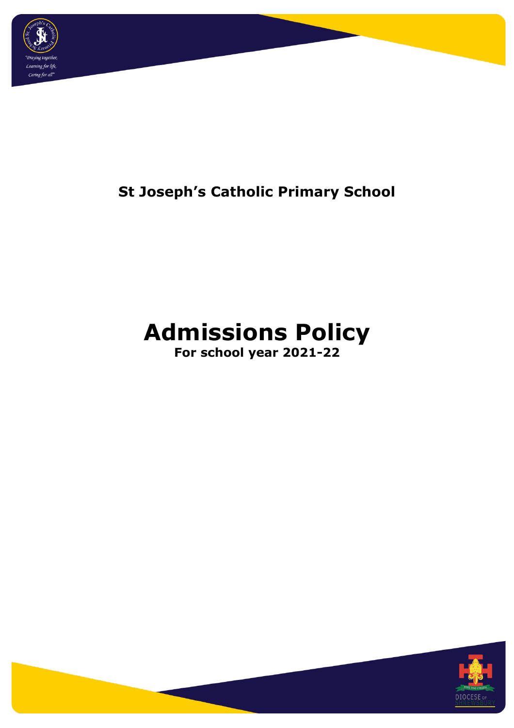"Praying together,
Learning for life,
Caring for all"

## St Joseph's Catholic Primary School

# Admissions Policy

**For school year 2021-22**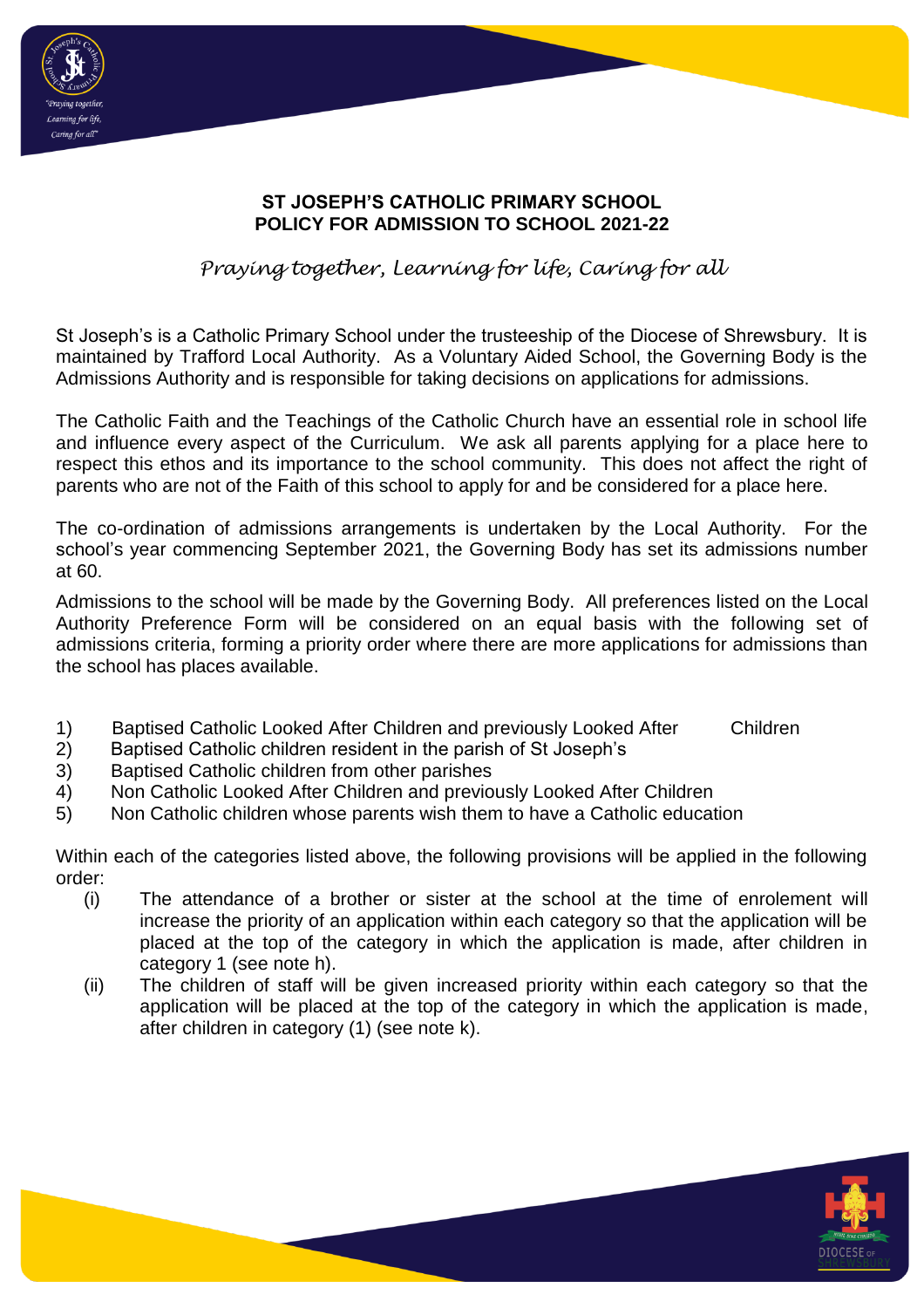**ST JOSEPH'S CATHOLIC PRIMARY SCHOOL**
**POLICY FOR ADMISSION TO SCHOOL 2021-22**

*Praying together, Learning for life, Caring for all*

St Joseph's is a Catholic Primary School under the trusteeship of the Diocese of Shrewsbury. It is maintained by Trafford Local Authority. As a Voluntary Aided School, the Governing Body is the Admissions Authority and is responsible for taking decisions on applications for admissions.

The Catholic Faith and the Teachings of the Catholic Church have an essential role in school life and influence every aspect of the Curriculum. We ask all parents applying for a place here to respect this ethos and its importance to the school community. This does not affect the right of parents who are not of the Faith of this school to apply for and be considered for a place here.

The co-ordination of admissions arrangements is undertaken by the Local Authority. For the school's year commencing September 2021, the Governing Body has set its admissions number at 60.

Admissions to the school will be made by the Governing Body. All preferences listed on the Local Authority Preference Form will be considered on an equal basis with the following set of admissions criteria, forming a priority order where there are more applications for admissions than the school has places available.

1) Baptised Catholic Looked After Children and previously Looked After Children
2) Baptised Catholic children resident in the parish of St Joseph's
3) Baptised Catholic children from other parishes
4) Non Catholic Looked After Children and previously Looked After Children
5) Non Catholic children whose parents wish them to have a Catholic education

Within each of the categories listed above, the following provisions will be applied in the following order:

(i) The attendance of a brother or sister at the school at the time of enrolement will increase the priority of an application within each category so that the application will be placed at the top of the category in which the application is made, after children in category 1 (see note h).

(ii) The children of staff will be given increased priority within each category so that the application will be placed at the top of the category in which the application is made, after children in category (1) (see note k).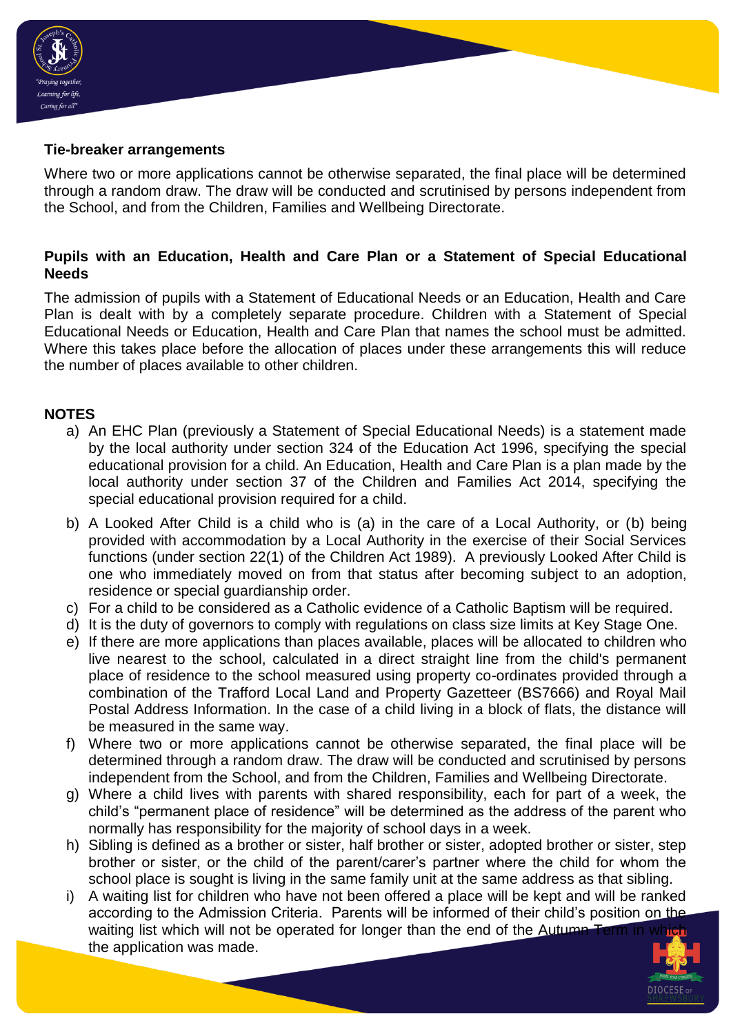**Tie-breaker arrangements**

Where two or more applications cannot be otherwise separated, the final place will be determined through a random draw. The draw will be conducted and scrutinised by persons independent from the School, and from the Children, Families and Wellbeing Directorate.

**Pupils with an Education, Health and Care Plan or a Statement of Special Educational Needs**

The admission of pupils with a Statement of Educational Needs or an Education, Health and Care Plan is dealt with by a completely separate procedure. Children with a Statement of Special Educational Needs or Education, Health and Care Plan that names the school must be admitted. Where this takes place before the allocation of places under these arrangements this will reduce the number of places available to other children.

**NOTES**

a) An EHC Plan (previously a Statement of Special Educational Needs) is a statement made by the local authority under section 324 of the Education Act 1996, specifying the special educational provision for a child. An Education, Health and Care Plan is a plan made by the local authority under section 37 of the Children and Families Act 2014, specifying the special educational provision required for a child.

b) A Looked After Child is a child who is (a) in the care of a Local Authority, or (b) being provided with accommodation by a Local Authority in the exercise of their Social Services functions (under section 22(1) of the Children Act 1989). A previously Looked After Child is one who immediately moved on from that status after becoming subject to an adoption, residence or special guardianship order.

c) For a child to be considered as a Catholic evidence of a Catholic Baptism will be required.

d) It is the duty of governors to comply with regulations on class size limits at Key Stage One.

e) If there are more applications than places available, places will be allocated to children who live nearest to the school, calculated in a direct straight line from the child's permanent place of residence to the school measured using property co-ordinates provided through a combination of the Trafford Local Land and Property Gazetteer (BS7666) and Royal Mail Postal Address Information. In the case of a child living in a block of flats, the distance will be measured in the same way.

f) Where two or more applications cannot be otherwise separated, the final place will be determined through a random draw. The draw will be conducted and scrutinised by persons independent from the School, and from the Children, Families and Wellbeing Directorate.

g) Where a child lives with parents with shared responsibility, each for part of a week, the child's "permanent place of residence" will be determined as the address of the parent who normally has responsibility for the majority of school days in a week.

h) Sibling is defined as a brother or sister, half brother or sister, adopted brother or sister, step brother or sister, or the child of the parent/carer's partner where the child for whom the school place is sought is living in the same family unit at the same address as that sibling.

i) A waiting list for children who have not been offered a place will be kept and will be ranked according to the Admission Criteria. Parents will be informed of their child's position on the waiting list which will not be operated for longer than the end of the Autumn Term in which the application was made.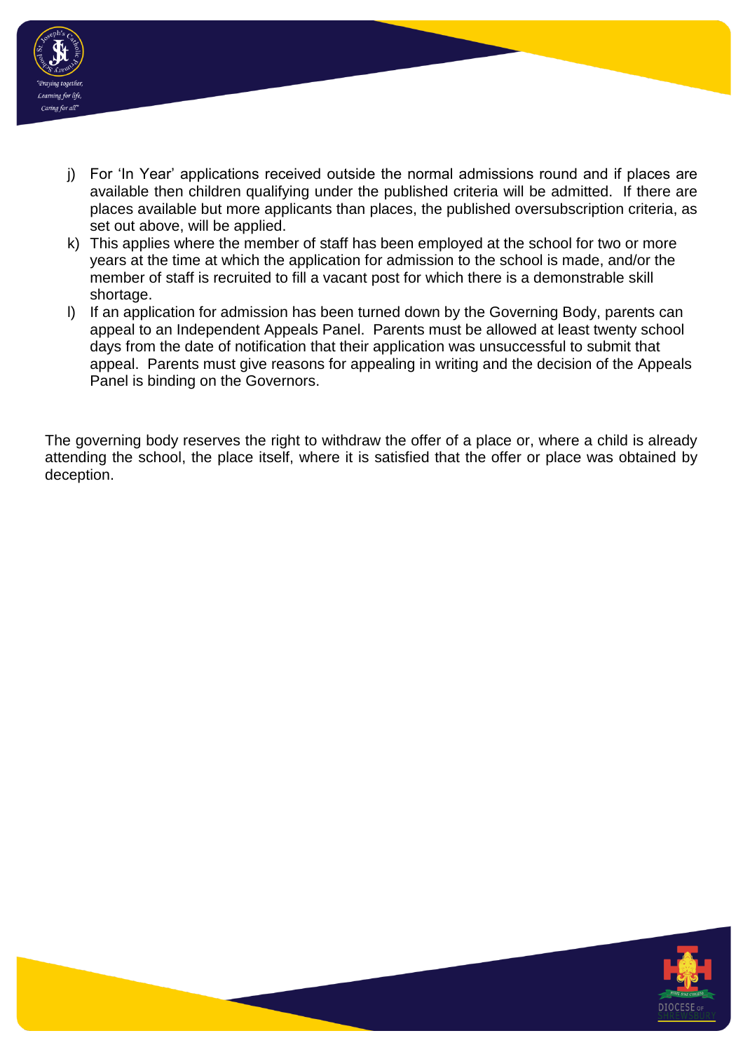j) For 'In Year' applications received outside the normal admissions round and if places are available then children qualifying under the published criteria will be admitted. If there are places available but more applicants than places, the published oversubscription criteria, as set out above, will be applied.
k) This applies where the member of staff has been employed at the school for two or more years at the time at which the application for admission to the school is made, and/or the member of staff is recruited to fill a vacant post for which there is a demonstrable skill shortage.
l) If an application for admission has been turned down by the Governing Body, parents can appeal to an Independent Appeals Panel. Parents must be allowed at least twenty school days from the date of notification that their application was unsuccessful to submit that appeal. Parents must give reasons for appealing in writing and the decision of the Appeals Panel is binding on the Governors.

The governing body reserves the right to withdraw the offer of a place or, where a child is already attending the school, the place itself, where it is satisfied that the offer or place was obtained by deception.